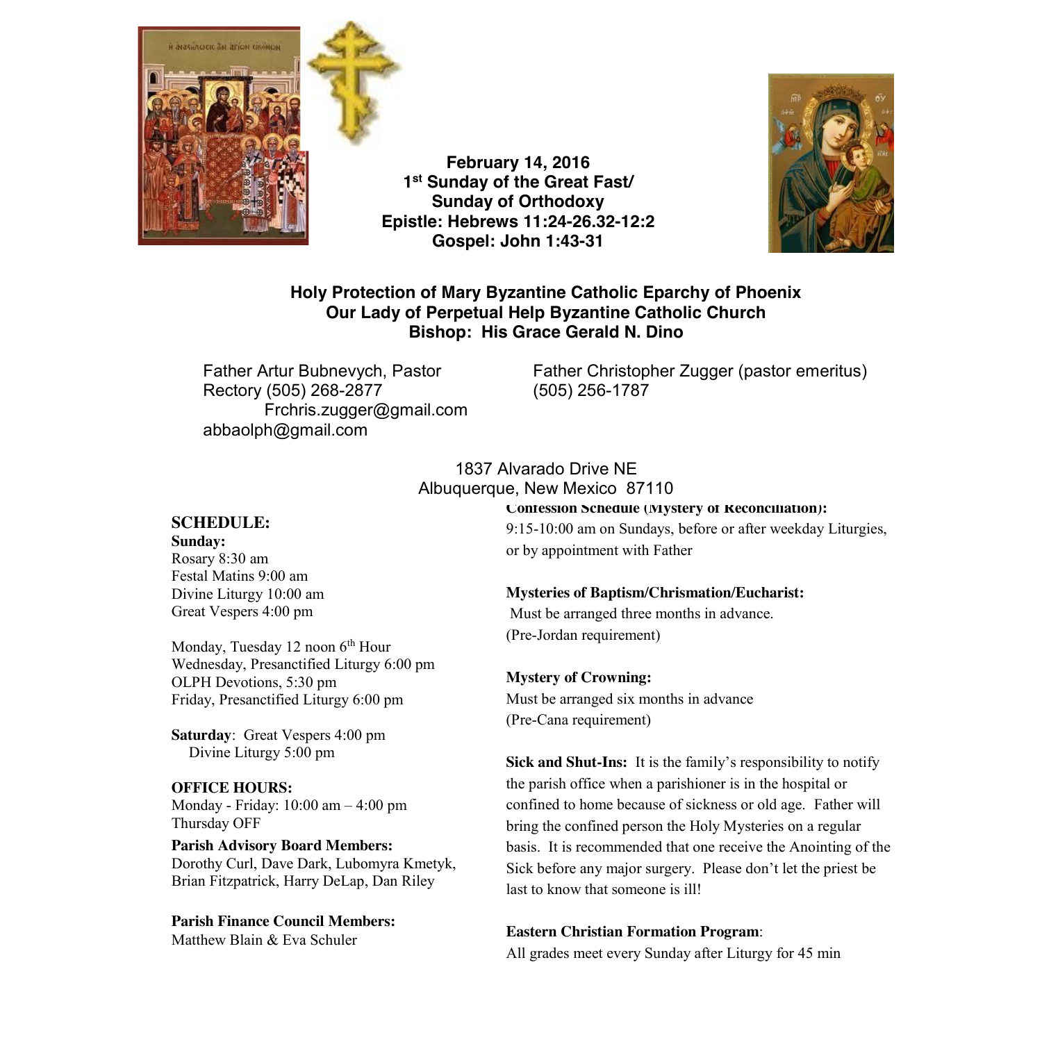**February 14, 2016**
**1st Sunday of the Great Fast/**
**Sunday of Orthodoxy**
**Epistle: Hebrews 11:24-26.32-12:2**
**Gospel: John 1:43-31**

**Holy Protection of Mary Byzantine Catholic Eparchy of Phoenix**
**Our Lady of Perpetual Help Byzantine Catholic Church**
**Bishop: His Grace Gerald N. Dino**

Father Artur Bubnevych, Pastor
Rectory (505) 268-2877
Frchris.zugger@gmail.com
abbaolph@gmail.com

Father Christopher Zugger (pastor emeritus)
(505) 256-1787

1837 Alvarado Drive NE
Albuquerque, New Mexico 87110

## SCHEDULE:

**Sunday:**
Rosary 8:30 am
Festal Matins 9:00 am
Divine Liturgy 10:00 am
Great Vespers 4:00 pm

Monday, Tuesday 12 noon 6th Hour
Wednesday, Presanctified Liturgy 6:00 pm
OLPH Devotions, 5:30 pm
Friday, Presanctified Liturgy 6:00 pm

**Saturday**: Great Vespers 4:00 pm
Divine Liturgy 5:00 pm

**OFFICE HOURS:**
Monday - Friday: 10:00 am – 4:00 pm
Thursday OFF

**Parish Advisory Board Members:**
Dorothy Curl, Dave Dark, Lubomyra Kmetyk, Brian Fitzpatrick, Harry DeLap, Dan Riley

**Parish Finance Council Members:**
Matthew Blain & Eva Schuler

**Confession Schedule (Mystery of Reconciliation):**
9:15-10:00 am on Sundays, before or after weekday Liturgies, or by appointment with Father

**Mysteries of Baptism/Chrismation/Eucharist:**
Must be arranged three months in advance.
(Pre-Jordan requirement)

**Mystery of Crowning:**
Must be arranged six months in advance
(Pre-Cana requirement)

**Sick and Shut-Ins:** It is the family's responsibility to notify the parish office when a parishioner is in the hospital or confined to home because of sickness or old age. Father will bring the confined person the Holy Mysteries on a regular basis. It is recommended that one receive the Anointing of the Sick before any major surgery. Please don't let the priest be last to know that someone is ill!

**Eastern Christian Formation Program**:
All grades meet every Sunday after Liturgy for 45 min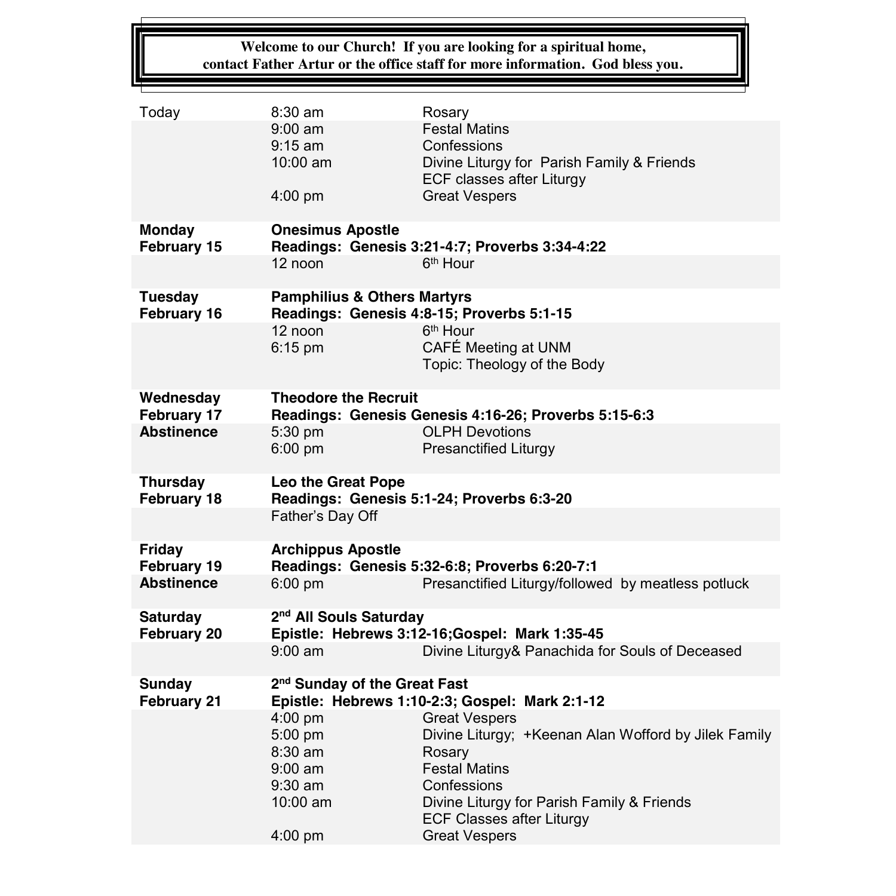**Welcome to our Church! If you are looking for a spiritual home, contact Father Artur or the office staff for more information. God bless you.**

| | | |
|---|---|---|
| Today | 8:30 am | Rosary |
| | 9:00 am | Festal Matins |
| | 9:15 am | Confessions |
| | 10:00 am | Divine Liturgy for Parish Family & Friends |
| | | ECF classes after Liturgy |
| | 4:00 pm | Great Vespers |
| **Monday** | **Onesimus Apostle** | |
| **February 15** | **Readings: Genesis 3:21-4:7; Proverbs 3:34-4:22** | |
| | 12 noon | 6th Hour |
| **Tuesday** | **Pamphilius & Others Martyrs** | |
| **February 16** | **Readings: Genesis 4:8-15; Proverbs 5:1-15** | |
| | 12 noon | 6th Hour |
| | 6:15 pm | CAFÉ Meeting at UNM |
| | | Topic: Theology of the Body |
| **Wednesday** | **Theodore the Recruit** | |
| **February 17** | **Readings: Genesis Genesis 4:16-26; Proverbs 5:15-6:3** | |
| **Abstinence** | 5:30 pm | OLPH Devotions |
| | 6:00 pm | Presanctified Liturgy |
| **Thursday** | **Leo the Great Pope** | |
| **February 18** | **Readings: Genesis 5:1-24; Proverbs 6:3-20** | |
| | Father's Day Off | |
| **Friday** | **Archippus Apostle** | |
| **February 19** | **Readings: Genesis 5:32-6:8; Proverbs 6:20-7:1** | |
| **Abstinence** | 6:00 pm | Presanctified Liturgy/followed by meatless potluck |
| **Saturday** | **2nd All Souls Saturday** | |
| **February 20** | **Epistle: Hebrews 3:12-16;Gospel: Mark 1:35-45** | |
| | 9:00 am | Divine Liturgy& Panachida for Souls of Deceased |
| **Sunday** | **2nd Sunday of the Great Fast** | |
| **February 21** | **Epistle: Hebrews 1:10-2:3; Gospel: Mark 2:1-12** | |
| | 4:00 pm | Great Vespers |
| | 5:00 pm | Divine Liturgy; +Keenan Alan Wofford by Jilek Family |
| | 8:30 am | Rosary |
| | 9:00 am | Festal Matins |
| | 9:30 am | Confessions |
| | 10:00 am | Divine Liturgy for Parish Family & Friends |
| | | ECF Classes after Liturgy |
| | 4:00 pm | Great Vespers |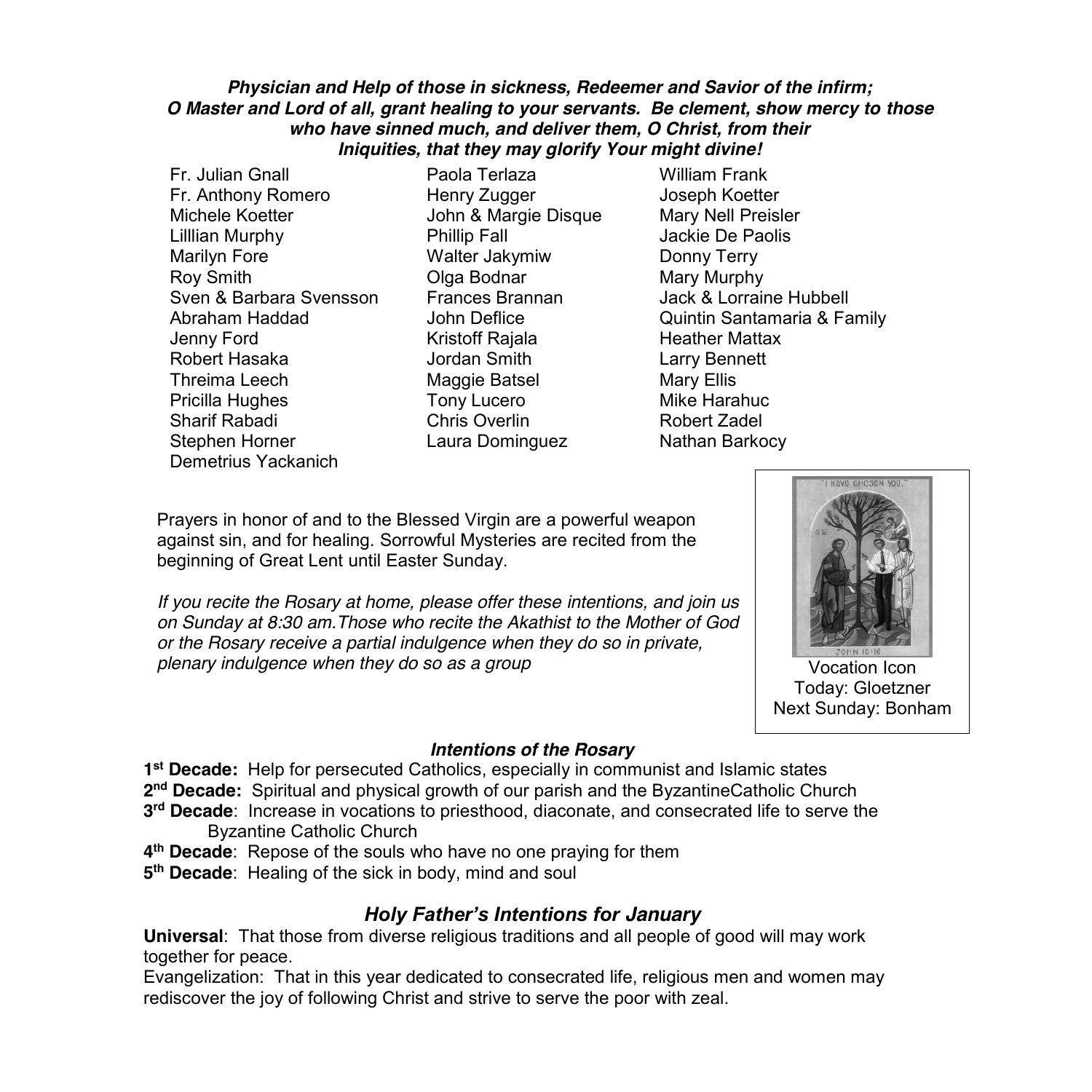***Physician and Help of those in sickness, Redeemer and Savior of the infirm; O Master and Lord of all, grant healing to your servants. Be clement, show mercy to those who have sinned much, and deliver them, O Christ, from their Iniquities, that they may glorify Your might divine!***

Fr. Julian Gnall
Fr. Anthony Romero
Michele Koetter
Lilllian Murphy
Marilyn Fore
Roy Smith
Sven & Barbara Svensson
Abraham Haddad
Jenny Ford
Robert Hasaka
Threima Leech
Pricilla Hughes
Sharif Rabadi
Stephen Horner
Demetrius Yackanich
Paola Terlaza
Henry Zugger
John & Margie Disque
Phillip Fall
Walter Jakymiw
Olga Bodnar
Frances Brannan
John Deflice
Kristoff Rajala
Jordan Smith
Maggie Batsel
Tony Lucero
Chris Overlin
Laura Dominguez
William Frank
Joseph Koetter
Mary Nell Preisler
Jackie De Paolis
Donny Terry
Mary Murphy
Jack & Lorraine Hubbell
Quintin Santamaria & Family
Heather Mattax
Larry Bennett
Mary Ellis
Mike Harahuc
Robert Zadel
Nathan Barkocy

Prayers in honor of and to the Blessed Virgin are a powerful weapon against sin, and for healing. Sorrowful Mysteries are recited from the beginning of Great Lent until Easter Sunday.

*If you recite the Rosary at home, please offer these intentions, and join us on Sunday at 8:30 am.Those who recite the Akathist to the Mother of God or the Rosary receive a partial indulgence when they do so in private, plenary indulgence when they do so as a group*

Vocation Icon
Today: Gloetzner
Next Sunday: Bonham

### *Intentions of the Rosary*

**1st Decade:** Help for persecuted Catholics, especially in communist and Islamic states
**2nd Decade:** Spiritual and physical growth of our parish and the ByzantineCatholic Church
**3rd Decade**: Increase in vocations to priesthood, diaconate, and consecrated life to serve the Byzantine Catholic Church
**4th Decade**: Repose of the souls who have no one praying for them
**5th Decade**: Healing of the sick in body, mind and soul

## *Holy Father's Intentions for January*

**Universal**: That those from diverse religious traditions and all people of good will may work together for peace.

Evangelization: That in this year dedicated to consecrated life, religious men and women may rediscover the joy of following Christ and strive to serve the poor with zeal.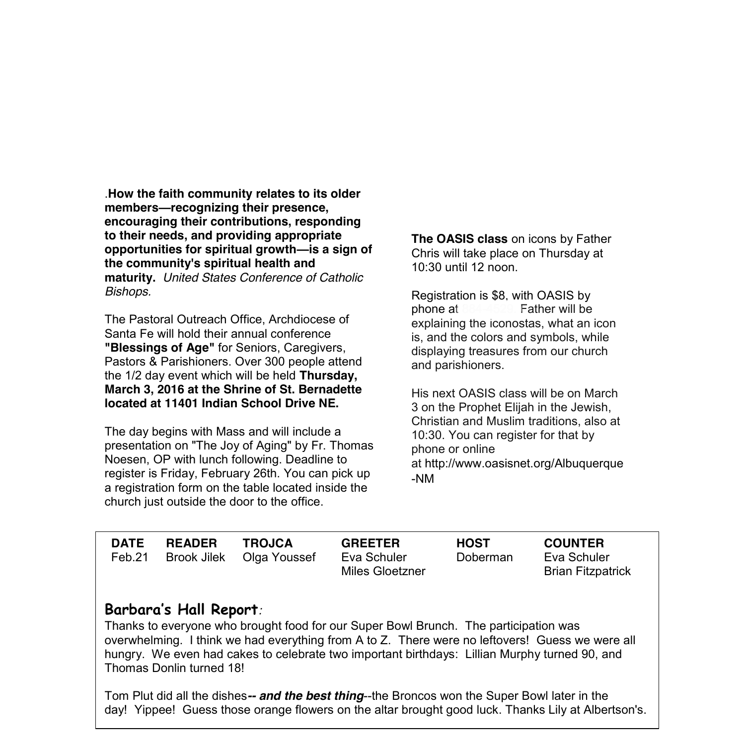.**How the faith community relates to its older members—recognizing their presence, encouraging their contributions, responding to their needs, and providing appropriate opportunities for spiritual growth—is a sign of the community's spiritual health and maturity.** *United States Conference of Catholic Bishops.*

The Pastoral Outreach Office, Archdiocese of Santa Fe will hold their annual conference **"Blessings of Age"** for Seniors, Caregivers, Pastors & Parishioners. Over 300 people attend the 1/2 day event which will be held **Thursday, March 3, 2016 at the Shrine of St. Bernadette located at 11401 Indian School Drive NE.**

The day begins with Mass and will include a presentation on "The Joy of Aging" by Fr. Thomas Noesen, OP with lunch following. Deadline to register is Friday, February 26th. You can pick up a registration form on the table located inside the church just outside the door to the office.

**The OASIS class** on icons by Father Chris will take place on Thursday at 10:30 until 12 noon.

Registration is $8, with OASIS by phone at 884-4529. Father will be explaining the iconostas, what an icon is, and the colors and symbols, while displaying treasures from our church and parishioners.

His next OASIS class will be on March 3 on the Prophet Elijah in the Jewish, Christian and Muslim traditions, also at 10:30. You can register for that by phone or online at http://www.oasisnet.org/Albuquerque-NM

| DATE | READER | TROJCA | GREETER | HOST | COUNTER |
|---|---|---|---|---|---|
| Feb.21 | Brook Jilek | Olga Youssef | Eva Schuler<br>Miles Gloetzner | Doberman | Eva Schuler<br>Brian Fitzpatrick |

## Barbara's Hall Report:

Thanks to everyone who brought food for our Super Bowl Brunch. The participation was overwhelming. I think we had everything from A to Z. There were no leftovers! Guess we were all hungry. We even had cakes to celebrate two important birthdays: Lillian Murphy turned 90, and Thomas Donlin turned 18!

Tom Plut did all the dishes***-- and the best thing***--the Broncos won the Super Bowl later in the day! Yippee! Guess those orange flowers on the altar brought good luck. Thanks Lily at Albertson's.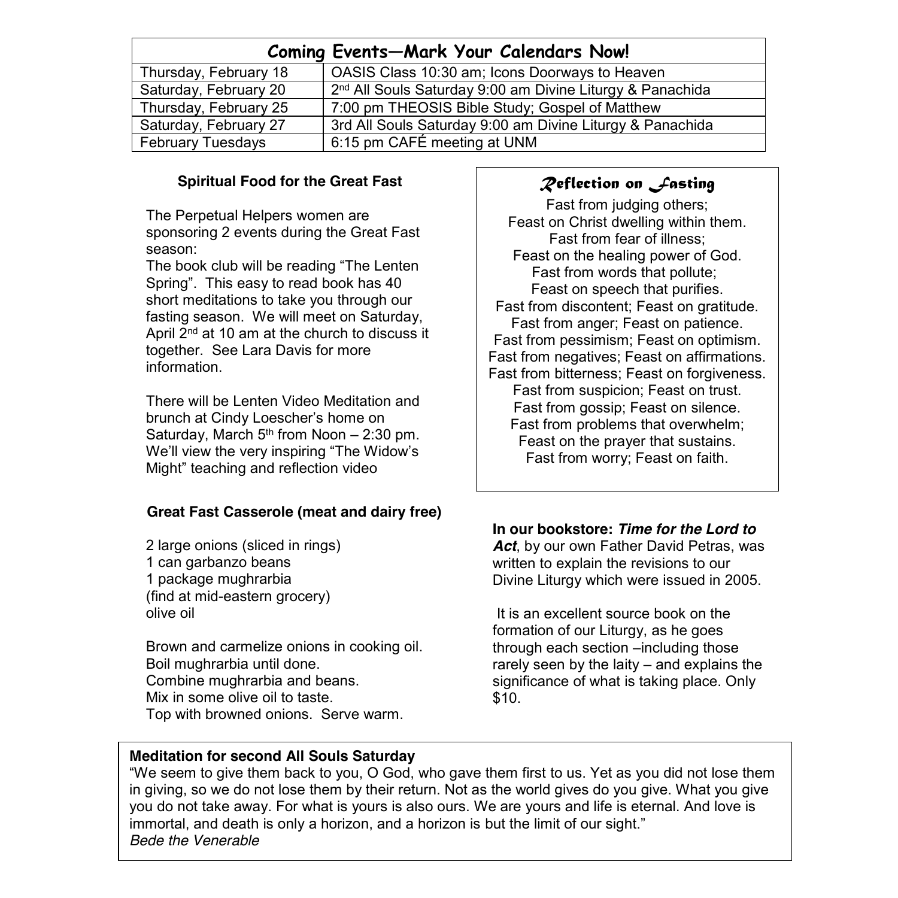| Coming Events—Mark Your Calendars Now! | |
|---|---|
| Thursday, February 18 | OASIS Class 10:30 am; Icons Doorways to Heaven |
| Saturday, February 20 | 2nd All Souls Saturday 9:00 am Divine Liturgy & Panachida |
| Thursday, February 25 | 7:00 pm THEOSIS Bible Study; Gospel of Matthew |
| Saturday, February 27 | 3rd All Souls Saturday 9:00 am Divine Liturgy & Panachida |
| February Tuesdays | 6:15 pm CAFÉ meeting at UNM |

### Spiritual Food for the Great Fast

The Perpetual Helpers women are sponsoring 2 events during the Great Fast season:

The book club will be reading "The Lenten Spring". This easy to read book has 40 short meditations to take you through our fasting season. We will meet on Saturday, April 2nd at 10 am at the church to discuss it together. See Lara Davis for more information.

There will be Lenten Video Meditation and brunch at Cindy Loescher's home on Saturday, March 5th from Noon – 2:30 pm. We'll view the very inspiring "The Widow's Might" teaching and reflection video

### Reflection on Fasting

Fast from judging others;
Feast on Christ dwelling within them.
Fast from fear of illness;
Feast on the healing power of God.
Fast from words that pollute;
Feast on speech that purifies.
Fast from discontent; Feast on gratitude.
Fast from anger; Feast on patience.
Fast from pessimism; Feast on optimism.
Fast from negatives; Feast on affirmations.
Fast from bitterness; Feast on forgiveness.
Fast from suspicion; Feast on trust.
Fast from gossip; Feast on silence.
Fast from problems that overwhelm;
Feast on the prayer that sustains.
Fast from worry; Feast on faith.

### Great Fast Casserole (meat and dairy free)

2 large onions (sliced in rings)
1 can garbanzo beans
1 package mughrarbia
(find at mid-eastern grocery)
olive oil

Brown and carmelize onions in cooking oil.
Boil mughrarbia until done.
Combine mughrarbia and beans.
Mix in some olive oil to taste.
Top with browned onions. Serve warm.

**In our bookstore: *Time for the Lord to Act***, by our own Father David Petras, was written to explain the revisions to our Divine Liturgy which were issued in 2005.

It is an excellent source book on the formation of our Liturgy, as he goes through each section –including those rarely seen by the laity – and explains the significance of what is taking place. Only $10.

**Meditation for second All Souls Saturday**

"We seem to give them back to you, O God, who gave them first to us. Yet as you did not lose them in giving, so we do not lose them by their return. Not as the world gives do you give. What you give you do not take away. For what is yours is also ours. We are yours and life is eternal. And love is immortal, and death is only a horizon, and a horizon is but the limit of our sight."
*Bede the Venerable*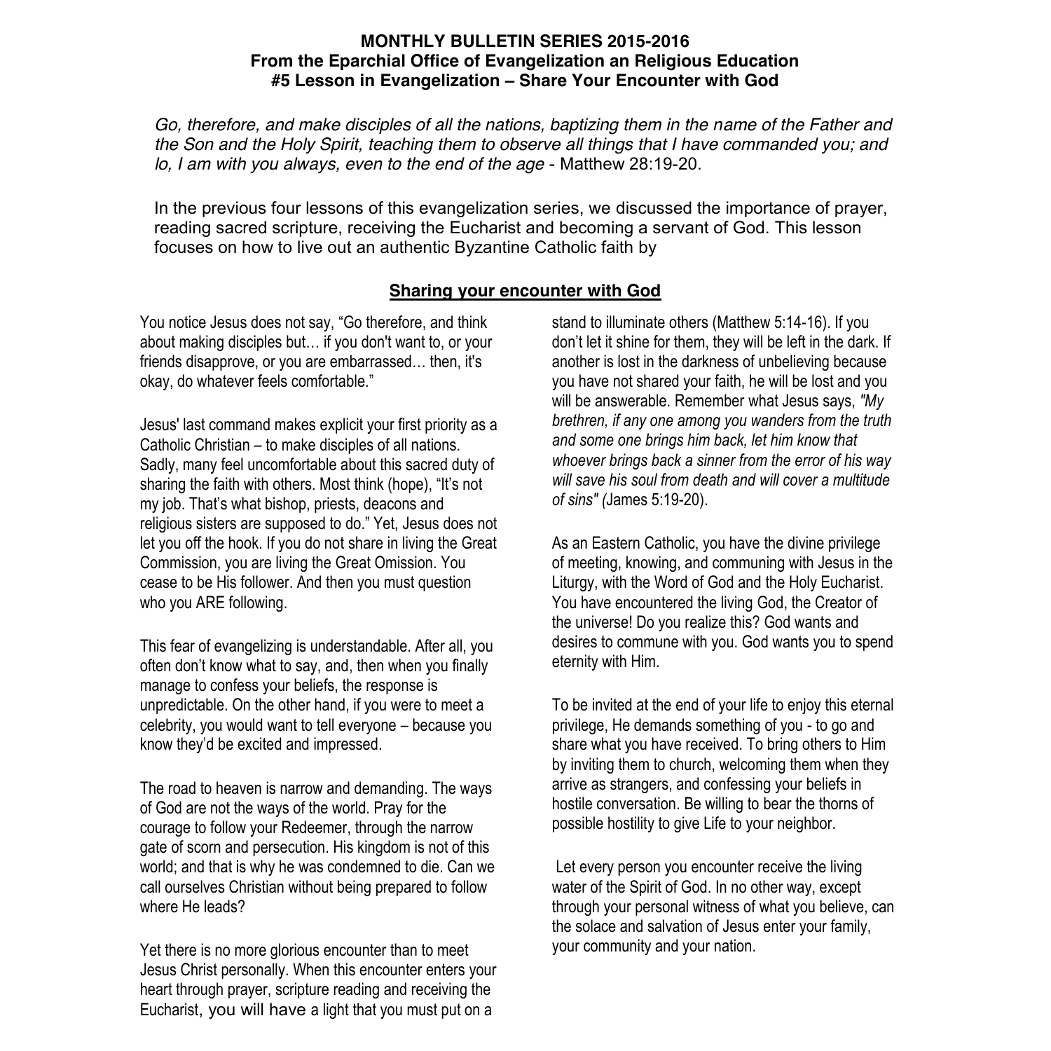**MONTHLY BULLETIN SERIES 2015-2016**
**From the Eparchial Office of Evangelization an Religious Education**
**#5 Lesson in Evangelization – Share Your Encounter with God**

*Go, therefore, and make disciples of all the nations, baptizing them in the name of the Father and the Son and the Holy Spirit, teaching them to observe all things that I have commanded you; and lo, I am with you always, even to the end of the age* - Matthew 28:19-20.

In the previous four lessons of this evangelization series, we discussed the importance of prayer, reading sacred scripture, receiving the Eucharist and becoming a servant of God. This lesson focuses on how to live out an authentic Byzantine Catholic faith by

## Sharing your encounter with God

You notice Jesus does not say, "Go therefore, and think about making disciples but… if you don't want to, or your friends disapprove, or you are embarrassed… then, it's okay, do whatever feels comfortable."

Jesus' last command makes explicit your first priority as a Catholic Christian – to make disciples of all nations. Sadly, many feel uncomfortable about this sacred duty of sharing the faith with others. Most think (hope), "It's not my job. That's what bishop, priests, deacons and religious sisters are supposed to do." Yet, Jesus does not let you off the hook. If you do not share in living the Great Commission, you are living the Great Omission. You cease to be His follower. And then you must question who you ARE following.

This fear of evangelizing is understandable. After all, you often don't know what to say, and, then when you finally manage to confess your beliefs, the response is unpredictable. On the other hand, if you were to meet a celebrity, you would want to tell everyone – because you know they'd be excited and impressed.

The road to heaven is narrow and demanding. The ways of God are not the ways of the world. Pray for the courage to follow your Redeemer, through the narrow gate of scorn and persecution. His kingdom is not of this world; and that is why he was condemned to die. Can we call ourselves Christian without being prepared to follow where He leads?

Yet there is no more glorious encounter than to meet Jesus Christ personally. When this encounter enters your heart through prayer, scripture reading and receiving the Eucharist, you will have a light that you must put on a stand to illuminate others (Matthew 5:14-16). If you don't let it shine for them, they will be left in the dark. If another is lost in the darkness of unbelieving because you have not shared your faith, he will be lost and you will be answerable. Remember what Jesus says, *"My brethren, if any one among you wanders from the truth and some one brings him back, let him know that whoever brings back a sinner from the error of his way will save his soul from death and will cover a multitude of sins" (*James 5:19-20).

As an Eastern Catholic, you have the divine privilege of meeting, knowing, and communing with Jesus in the Liturgy, with the Word of God and the Holy Eucharist. You have encountered the living God, the Creator of the universe! Do you realize this? God wants and desires to commune with you. God wants you to spend eternity with Him.

To be invited at the end of your life to enjoy this eternal privilege, He demands something of you - to go and share what you have received. To bring others to Him by inviting them to church, welcoming them when they arrive as strangers, and confessing your beliefs in hostile conversation. Be willing to bear the thorns of possible hostility to give Life to your neighbor.

Let every person you encounter receive the living water of the Spirit of God. In no other way, except through your personal witness of what you believe, can the solace and salvation of Jesus enter your family, your community and your nation.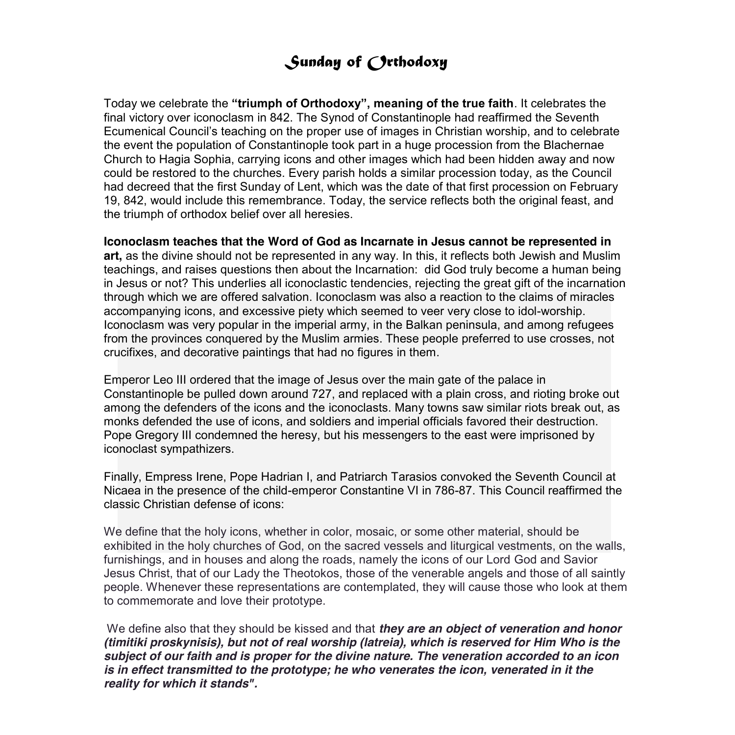# Sunday of Orthodoxy

Today we celebrate the **"triumph of Orthodoxy", meaning of the true faith**. It celebrates the final victory over iconoclasm in 842. The Synod of Constantinople had reaffirmed the Seventh Ecumenical Council's teaching on the proper use of images in Christian worship, and to celebrate the event the population of Constantinople took part in a huge procession from the Blachernae Church to Hagia Sophia, carrying icons and other images which had been hidden away and now could be restored to the churches. Every parish holds a similar procession today, as the Council had decreed that the first Sunday of Lent, which was the date of that first procession on February 19, 842, would include this remembrance. Today, the service reflects both the original feast, and the triumph of orthodox belief over all heresies.

**Iconoclasm teaches that the Word of God as Incarnate in Jesus cannot be represented in art,** as the divine should not be represented in any way. In this, it reflects both Jewish and Muslim teachings, and raises questions then about the Incarnation: did God truly become a human being in Jesus or not? This underlies all iconoclastic tendencies, rejecting the great gift of the incarnation through which we are offered salvation. Iconoclasm was also a reaction to the claims of miracles accompanying icons, and excessive piety which seemed to veer very close to idol-worship. Iconoclasm was very popular in the imperial army, in the Balkan peninsula, and among refugees from the provinces conquered by the Muslim armies. These people preferred to use crosses, not crucifixes, and decorative paintings that had no figures in them.

Emperor Leo III ordered that the image of Jesus over the main gate of the palace in Constantinople be pulled down around 727, and replaced with a plain cross, and rioting broke out among the defenders of the icons and the iconoclasts. Many towns saw similar riots break out, as monks defended the use of icons, and soldiers and imperial officials favored their destruction. Pope Gregory III condemned the heresy, but his messengers to the east were imprisoned by iconoclast sympathizers.

Finally, Empress Irene, Pope Hadrian I, and Patriarch Tarasios convoked the Seventh Council at Nicaea in the presence of the child-emperor Constantine VI in 786-87. This Council reaffirmed the classic Christian defense of icons:

We define that the holy icons, whether in color, mosaic, or some other material, should be exhibited in the holy churches of God, on the sacred vessels and liturgical vestments, on the walls, furnishings, and in houses and along the roads, namely the icons of our Lord God and Savior Jesus Christ, that of our Lady the Theotokos, those of the venerable angels and those of all saintly people. Whenever these representations are contemplated, they will cause those who look at them to commemorate and love their prototype.

We define also that they should be kissed and that ***they are an object of veneration and honor (timitiki proskynisis), but not of real worship (latreia), which is reserved for Him Who is the subject of our faith and is proper for the divine nature. The veneration accorded to an icon is in effect transmitted to the prototype; he who venerates the icon, venerated in it the reality for which it stands".***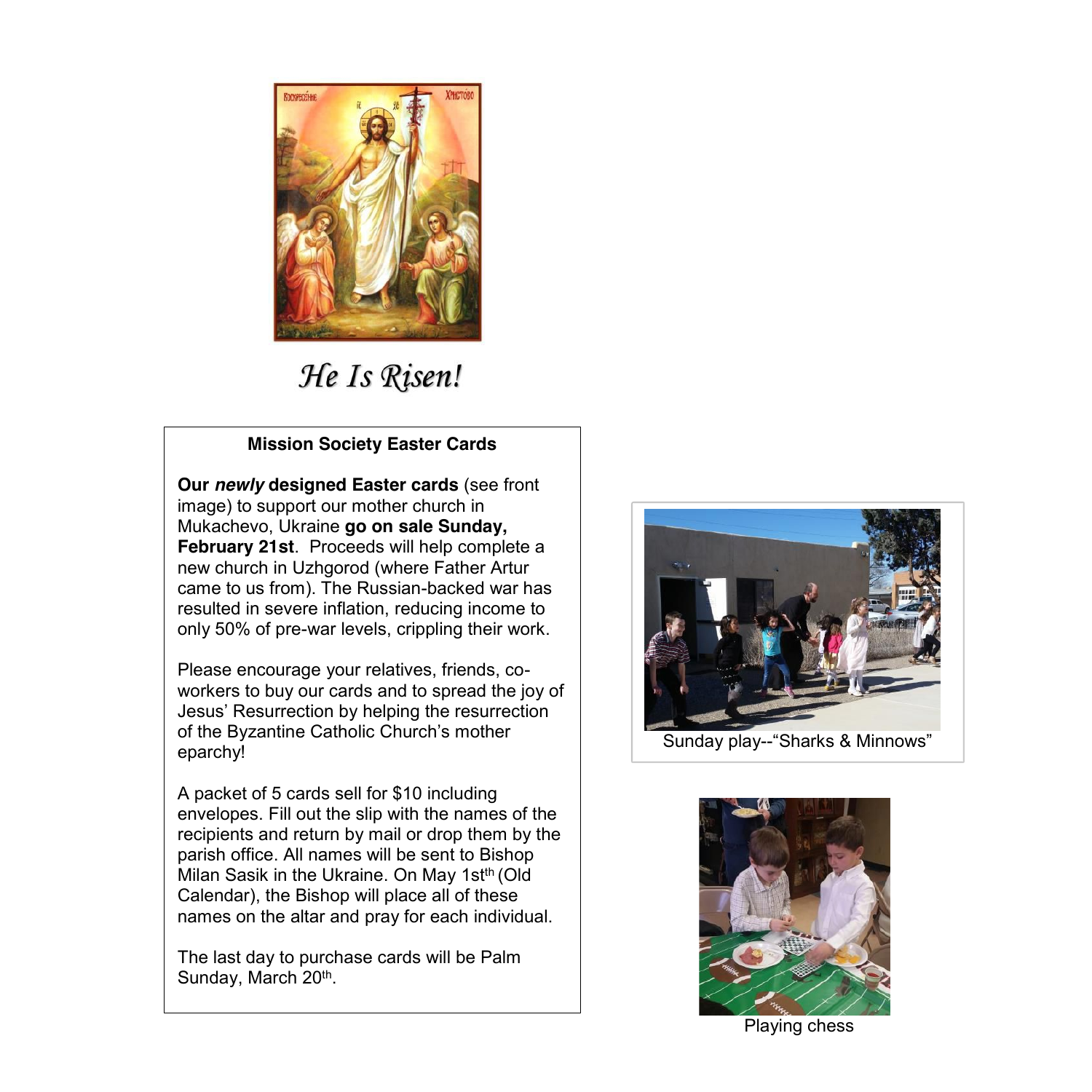He Is Risen!

## Mission Society Easter Cards

**Our *newly* designed Easter cards** (see front image) to support our mother church in Mukachevo, Ukraine **go on sale Sunday, February 21st**. Proceeds will help complete a new church in Uzhgorod (where Father Artur came to us from). The Russian-backed war has resulted in severe inflation, reducing income to only 50% of pre-war levels, crippling their work.

Please encourage your relatives, friends, co-workers to buy our cards and to spread the joy of Jesus' Resurrection by helping the resurrection of the Byzantine Catholic Church's mother eparchy!

A packet of 5 cards sell for $10 including envelopes. Fill out the slip with the names of the recipients and return by mail or drop them by the parish office. All names will be sent to Bishop Milan Sasik in the Ukraine. On May 1st (Old Calendar), the Bishop will place all of these names on the altar and pray for each individual.

The last day to purchase cards will be Palm Sunday, March 20th.

Sunday play--"Sharks & Minnows"

Playing chess